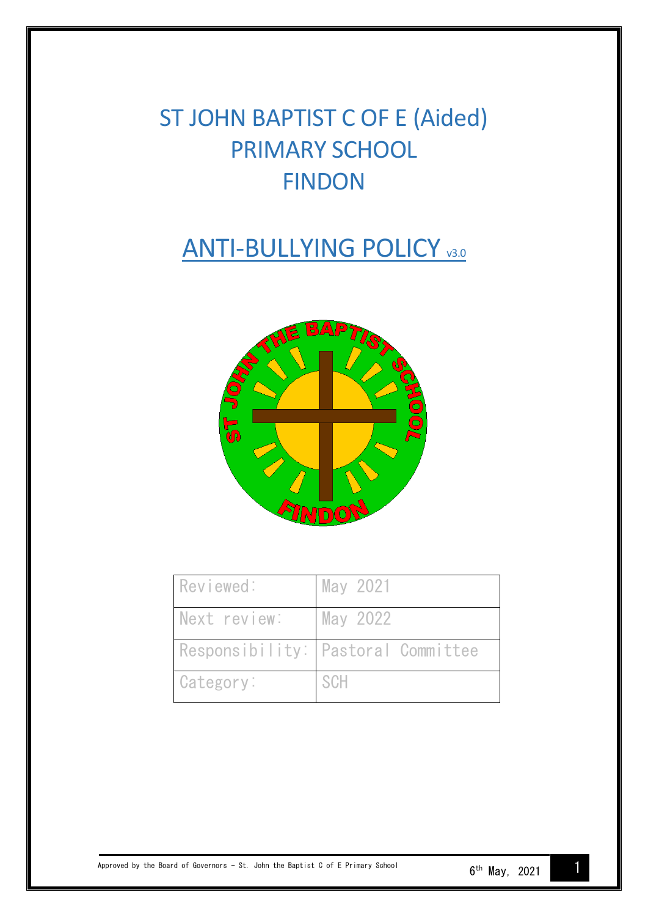# ST JOHN BAPTIST C OF E (Aided) PRIMARY SCHOOL FINDON

## ANTI-BULLYING POLICY v3.0

| Reviewed: | May 2021 |
| --- | --- |
| Next review: | May 2022 |
| Responsibility: | Pastoral Committee |
| Category: | SCH |

Approved by the Board of Governors - St. John the Baptist C of E Primary School 6th May, 2021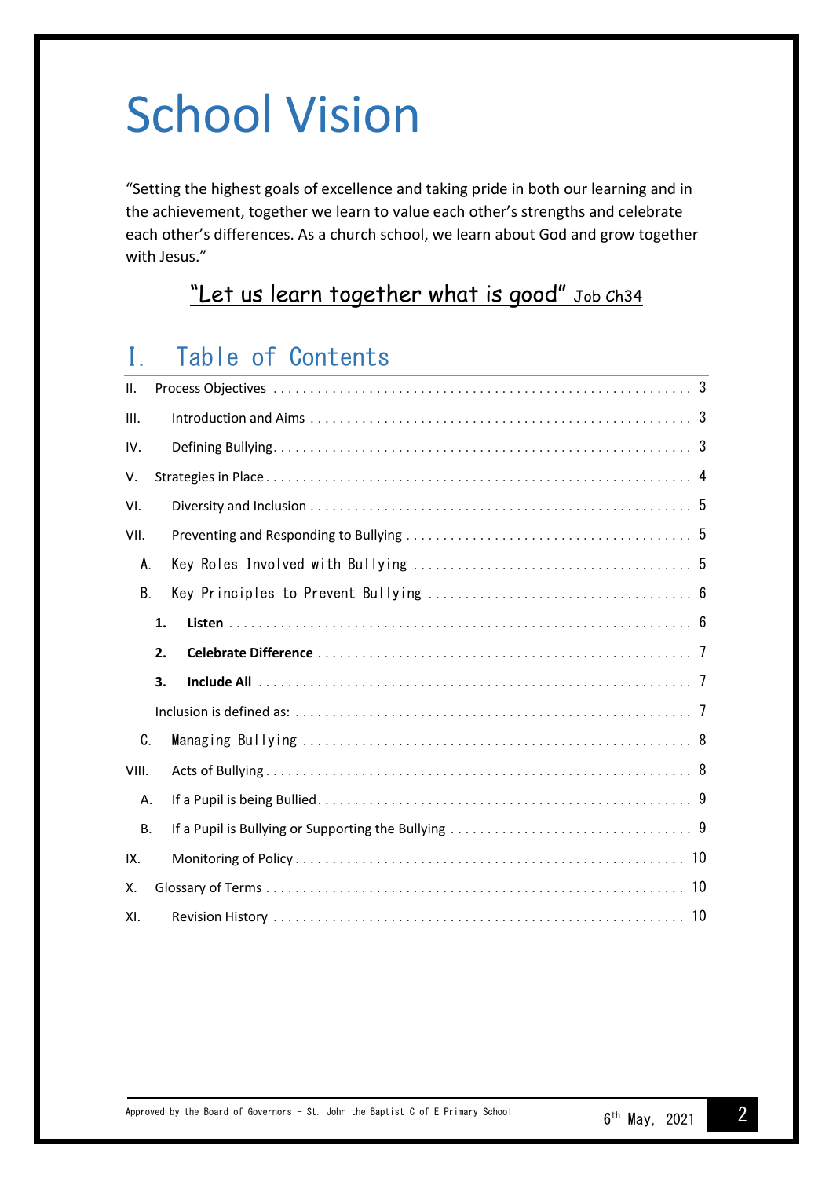# School Vision

"Setting the highest goals of excellence and taking pride in both our learning and in the achievement, together we learn to value each other's strengths and celebrate each other's differences. As a church school, we learn about God and grow together with Jesus."

<u>"Let us learn together what is good"</u> Job Ch34

## I. Table of Contents

II. Process Objectives . . . . . . . . . . 3

III. Introduction and Aims . . . . . . . . . . 3

IV. Defining Bullying . . . . . . . . . . 3

V. Strategies in Place . . . . . . . . . . 4

VI. Diversity and Inclusion . . . . . . . . . . 5

VII. Preventing and Responding to Bullying . . . . . . . . . . 5

- A. Key Roles Involved with Bullying . . . . . . . . . . 5
- B. Key Principles to Prevent Bullying . . . . . . . . . . 6
  - **1. Listen** . . . . . . . . . . 6
  - **2. Celebrate Difference** . . . . . . . . . . 7
  - **3. Include All** . . . . . . . . . . 7
  - Inclusion is defined as: . . . . . . . . . . 7
- C. Managing Bullying . . . . . . . . . . 8

VIII. Acts of Bullying . . . . . . . . . . 8

- A. If a Pupil is being Bullied . . . . . . . . . . 9
- B. If a Pupil is Bullying or Supporting the Bullying . . . . . . . . . . 9

IX. Monitoring of Policy . . . . . . . . . . 10

X. Glossary of Terms . . . . . . . . . . 10

XI. Revision History . . . . . . . . . . 10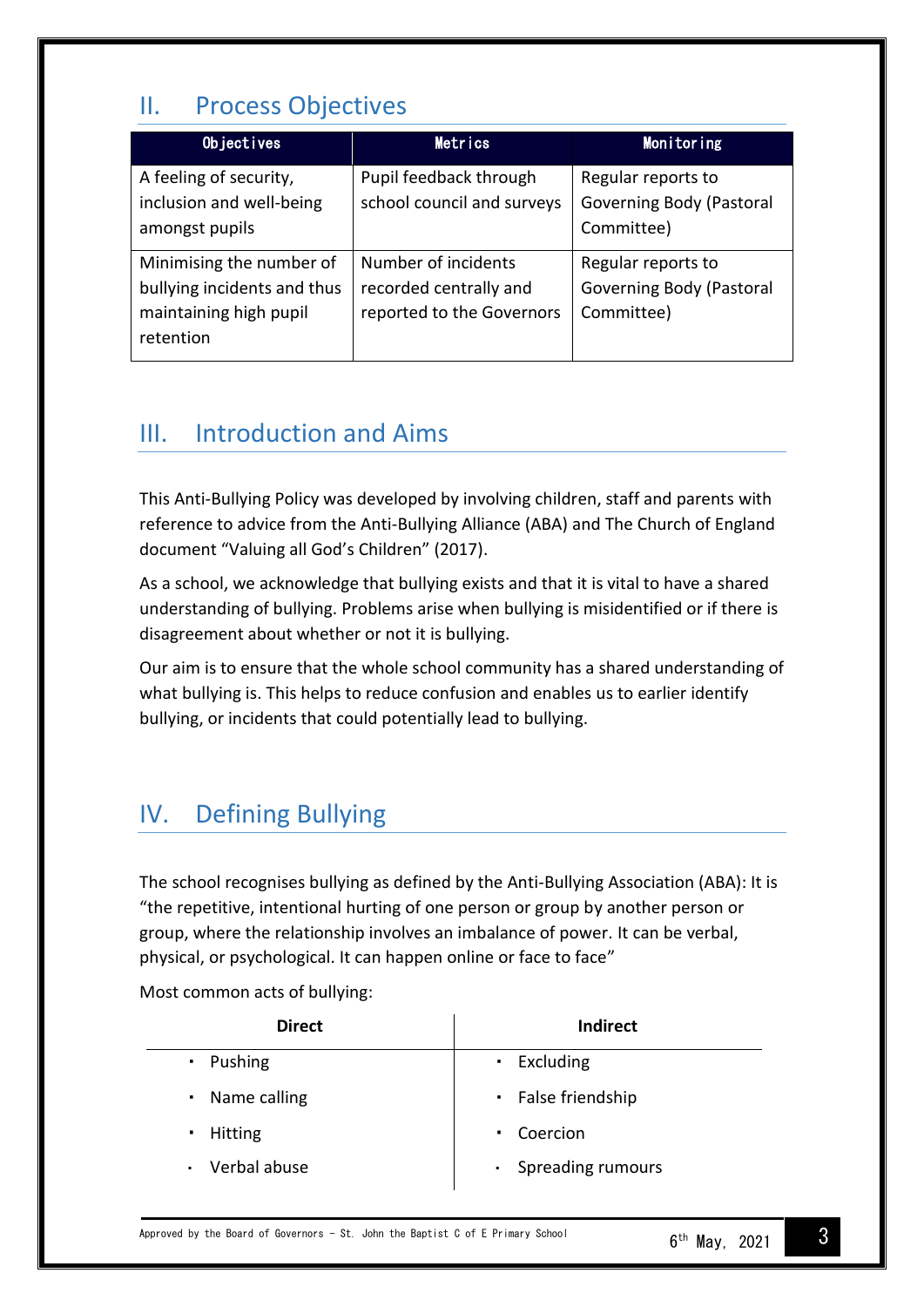## II. Process Objectives

| Objectives | Metrics | Monitoring |
|---|---|---|
| A feeling of security, inclusion and well-being amongst pupils | Pupil feedback through school council and surveys | Regular reports to Governing Body (Pastoral Committee) |
| Minimising the number of bullying incidents and thus maintaining high pupil retention | Number of incidents recorded centrally and reported to the Governors | Regular reports to Governing Body (Pastoral Committee) |

## III. Introduction and Aims

This Anti-Bullying Policy was developed by involving children, staff and parents with reference to advice from the Anti-Bullying Alliance (ABA) and The Church of England document "Valuing all God's Children" (2017).

As a school, we acknowledge that bullying exists and that it is vital to have a shared understanding of bullying. Problems arise when bullying is misidentified or if there is disagreement about whether or not it is bullying.

Our aim is to ensure that the whole school community has a shared understanding of what bullying is. This helps to reduce confusion and enables us to earlier identify bullying, or incidents that could potentially lead to bullying.

## IV. Defining Bullying

The school recognises bullying as defined by the Anti-Bullying Association (ABA): It is "the repetitive, intentional hurting of one person or group by another person or group, where the relationship involves an imbalance of power. It can be verbal, physical, or psychological. It can happen online or face to face"

Most common acts of bullying:

| Direct | Indirect |
|---|---|
| ▪ Pushing | ▪ Excluding |
| ▪ Name calling | ▪ False friendship |
| ▪ Hitting | ▪ Coercion |
| ▪ Verbal abuse | ▪ Spreading rumours |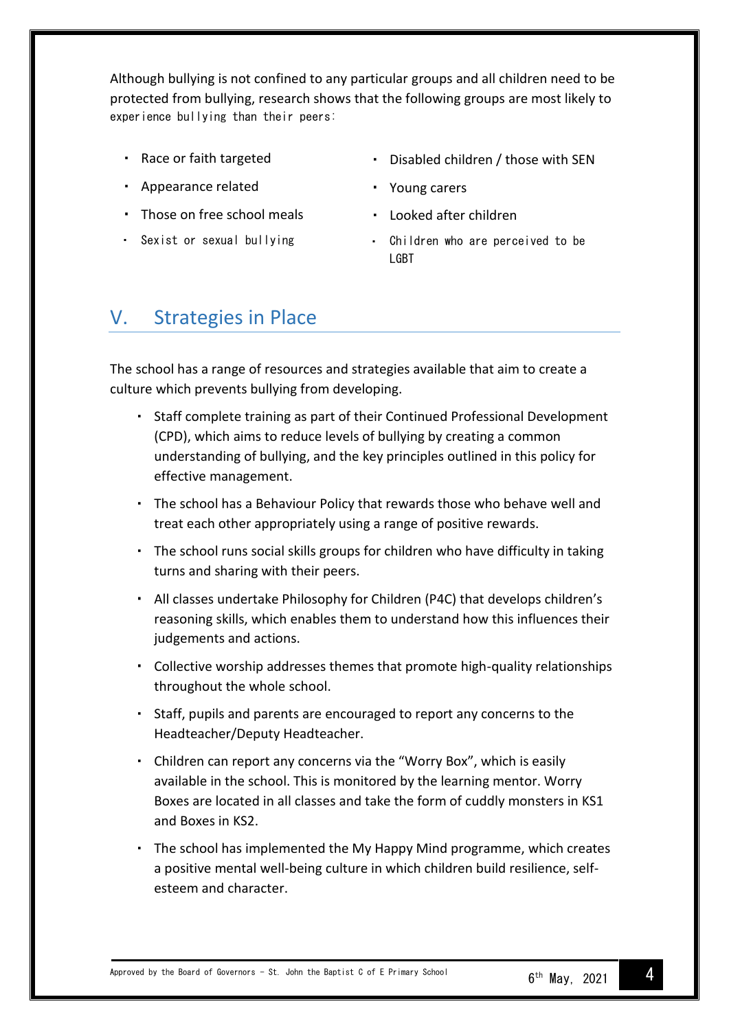Although bullying is not confined to any particular groups and all children need to be protected from bullying, research shows that the following groups are most likely to experience bullying than their peers:

- Race or faith targeted
- Appearance related
- Those on free school meals
- Sexist or sexual bullying
- Disabled children / those with SEN
- Young carers
- Looked after children
- Children who are perceived to be LGBT

## V. Strategies in Place

The school has a range of resources and strategies available that aim to create a culture which prevents bullying from developing.

- Staff complete training as part of their Continued Professional Development (CPD), which aims to reduce levels of bullying by creating a common understanding of bullying, and the key principles outlined in this policy for effective management.
- The school has a Behaviour Policy that rewards those who behave well and treat each other appropriately using a range of positive rewards.
- The school runs social skills groups for children who have difficulty in taking turns and sharing with their peers.
- All classes undertake Philosophy for Children (P4C) that develops children's reasoning skills, which enables them to understand how this influences their judgements and actions.
- Collective worship addresses themes that promote high-quality relationships throughout the whole school.
- Staff, pupils and parents are encouraged to report any concerns to the Headteacher/Deputy Headteacher.
- Children can report any concerns via the "Worry Box", which is easily available in the school. This is monitored by the learning mentor. Worry Boxes are located in all classes and take the form of cuddly monsters in KS1 and Boxes in KS2.
- The school has implemented the My Happy Mind programme, which creates a positive mental well-being culture in which children build resilience, self-esteem and character.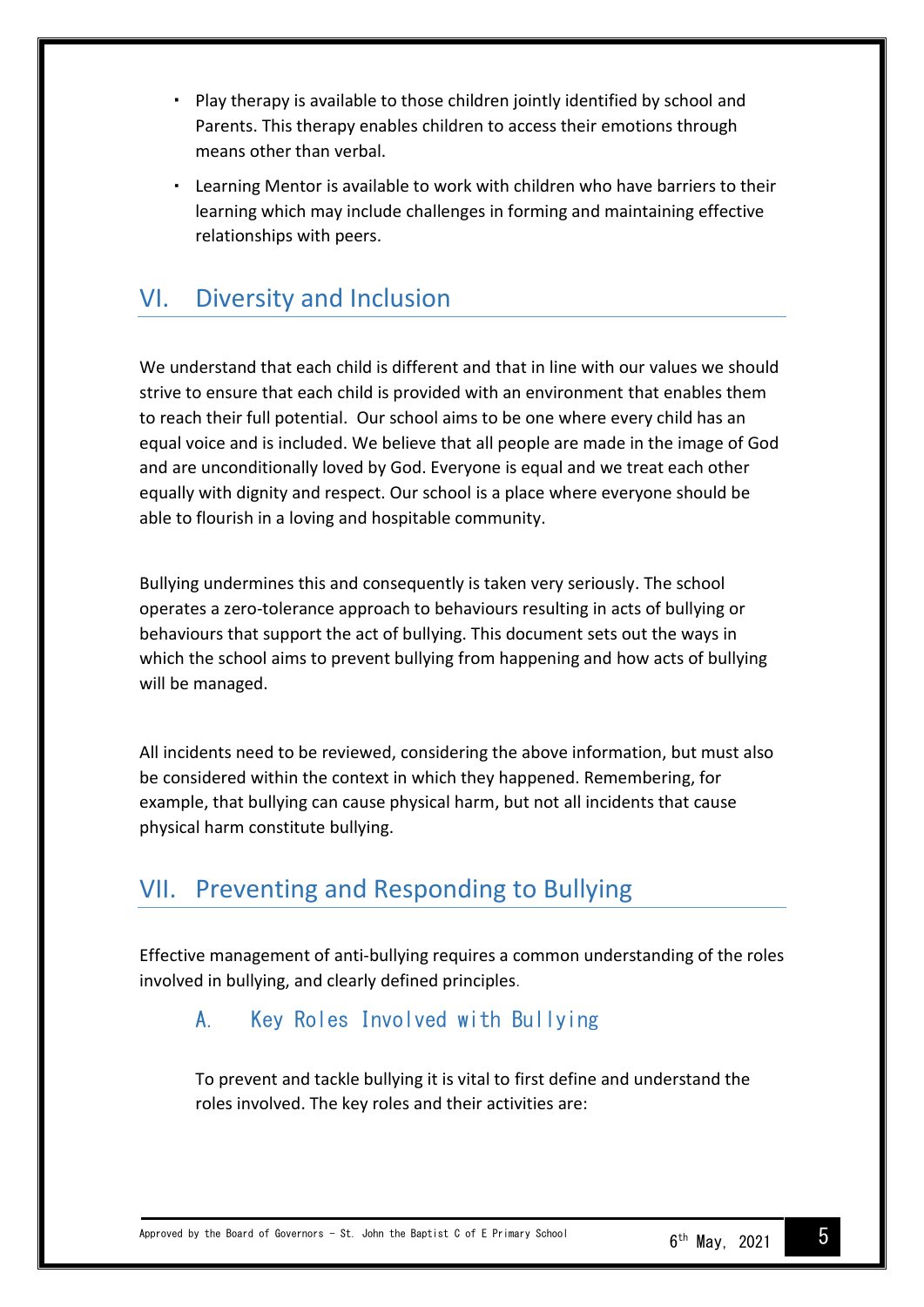- Play therapy is available to those children jointly identified by school and Parents. This therapy enables children to access their emotions through means other than verbal.
- Learning Mentor is available to work with children who have barriers to their learning which may include challenges in forming and maintaining effective relationships with peers.

## VI. Diversity and Inclusion

We understand that each child is different and that in line with our values we should strive to ensure that each child is provided with an environment that enables them to reach their full potential. Our school aims to be one where every child has an equal voice and is included. We believe that all people are made in the image of God and are unconditionally loved by God. Everyone is equal and we treat each other equally with dignity and respect. Our school is a place where everyone should be able to flourish in a loving and hospitable community.

Bullying undermines this and consequently is taken very seriously. The school operates a zero-tolerance approach to behaviours resulting in acts of bullying or behaviours that support the act of bullying. This document sets out the ways in which the school aims to prevent bullying from happening and how acts of bullying will be managed.

All incidents need to be reviewed, considering the above information, but must also be considered within the context in which they happened. Remembering, for example, that bullying can cause physical harm, but not all incidents that cause physical harm constitute bullying.

## VII. Preventing and Responding to Bullying

Effective management of anti-bullying requires a common understanding of the roles involved in bullying, and clearly defined principles.

### A. Key Roles Involved with Bullying

To prevent and tackle bullying it is vital to first define and understand the roles involved. The key roles and their activities are: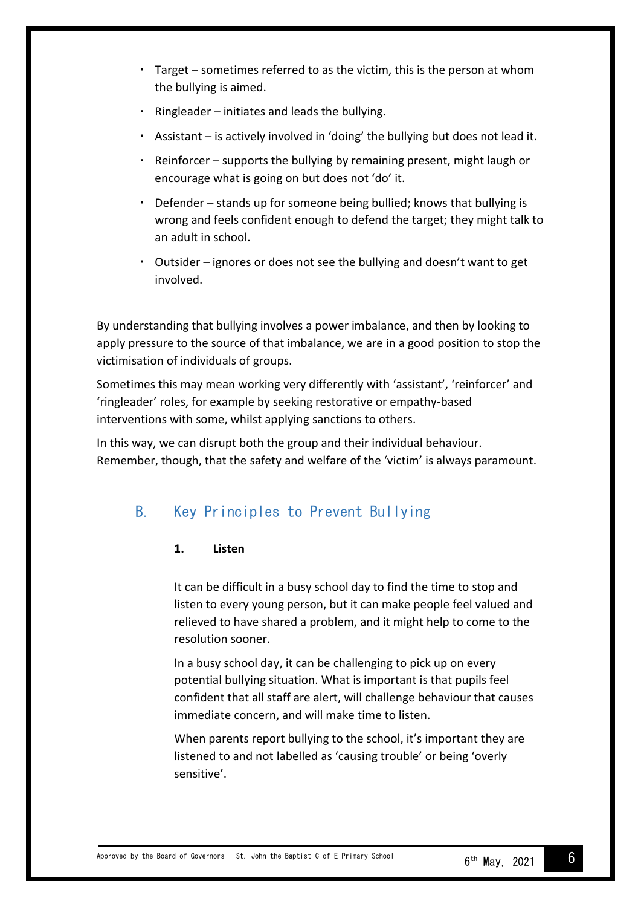- Target – sometimes referred to as the victim, this is the person at whom the bullying is aimed.
- Ringleader – initiates and leads the bullying.
- Assistant – is actively involved in 'doing' the bullying but does not lead it.
- Reinforcer – supports the bullying by remaining present, might laugh or encourage what is going on but does not 'do' it.
- Defender – stands up for someone being bullied; knows that bullying is wrong and feels confident enough to defend the target; they might talk to an adult in school.
- Outsider – ignores or does not see the bullying and doesn't want to get involved.

By understanding that bullying involves a power imbalance, and then by looking to apply pressure to the source of that imbalance, we are in a good position to stop the victimisation of individuals of groups.

Sometimes this may mean working very differently with 'assistant', 'reinforcer' and 'ringleader' roles, for example by seeking restorative or empathy-based interventions with some, whilst applying sanctions to others.

In this way, we can disrupt both the group and their individual behaviour. Remember, though, that the safety and welfare of the 'victim' is always paramount.

## B. Key Principles to Prevent Bullying

**1. Listen**

It can be difficult in a busy school day to find the time to stop and listen to every young person, but it can make people feel valued and relieved to have shared a problem, and it might help to come to the resolution sooner.

In a busy school day, it can be challenging to pick up on every potential bullying situation. What is important is that pupils feel confident that all staff are alert, will challenge behaviour that causes immediate concern, and will make time to listen.

When parents report bullying to the school, it's important they are listened to and not labelled as 'causing trouble' or being 'overly sensitive'.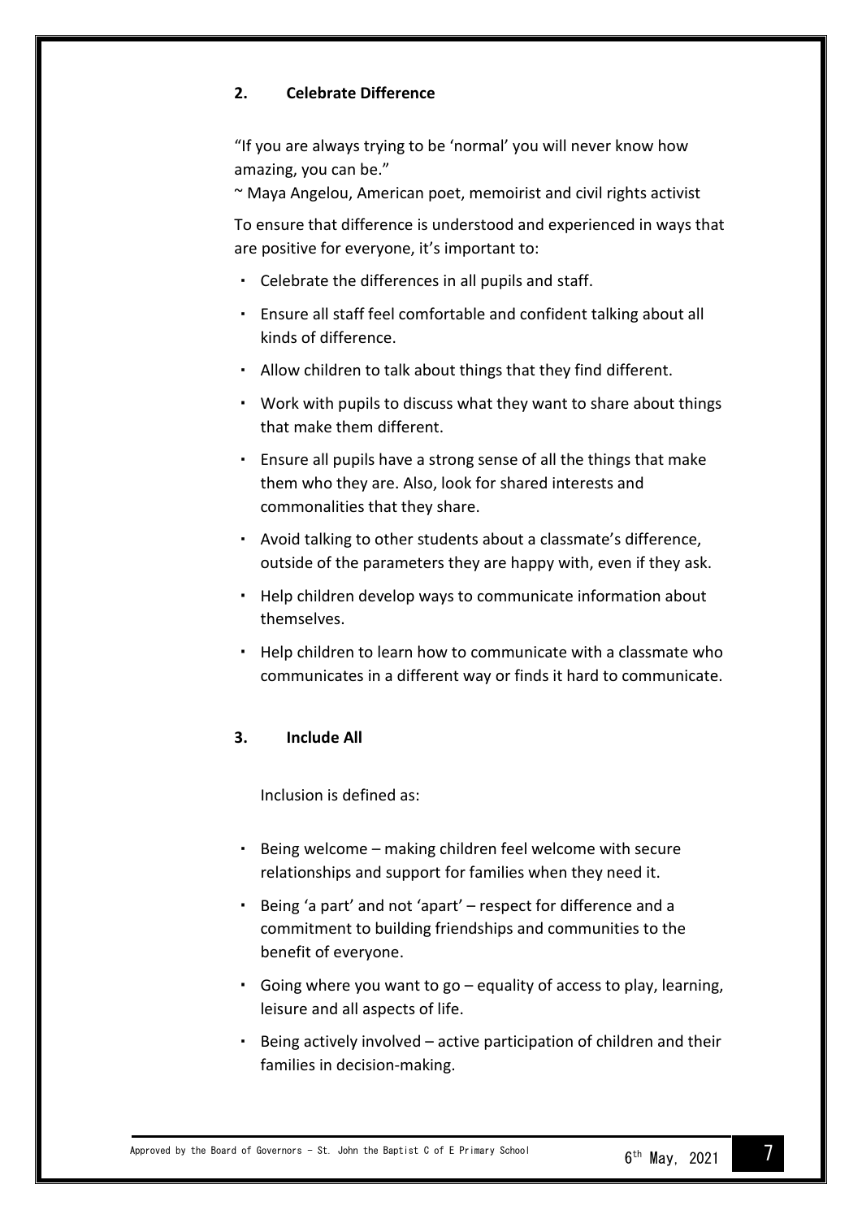## 2. Celebrate Difference

"If you are always trying to be 'normal' you will never know how amazing, you can be."
~ Maya Angelou, American poet, memoirist and civil rights activist

To ensure that difference is understood and experienced in ways that are positive for everyone, it's important to:

- Celebrate the differences in all pupils and staff.
- Ensure all staff feel comfortable and confident talking about all kinds of difference.
- Allow children to talk about things that they find different.
- Work with pupils to discuss what they want to share about things that make them different.
- Ensure all pupils have a strong sense of all the things that make them who they are. Also, look for shared interests and commonalities that they share.
- Avoid talking to other students about a classmate's difference, outside of the parameters they are happy with, even if they ask.
- Help children develop ways to communicate information about themselves.
- Help children to learn how to communicate with a classmate who communicates in a different way or finds it hard to communicate.

## 3. Include All

Inclusion is defined as:

- Being welcome – making children feel welcome with secure relationships and support for families when they need it.
- Being 'a part' and not 'apart' – respect for difference and a commitment to building friendships and communities to the benefit of everyone.
- Going where you want to go – equality of access to play, learning, leisure and all aspects of life.
- Being actively involved – active participation of children and their families in decision-making.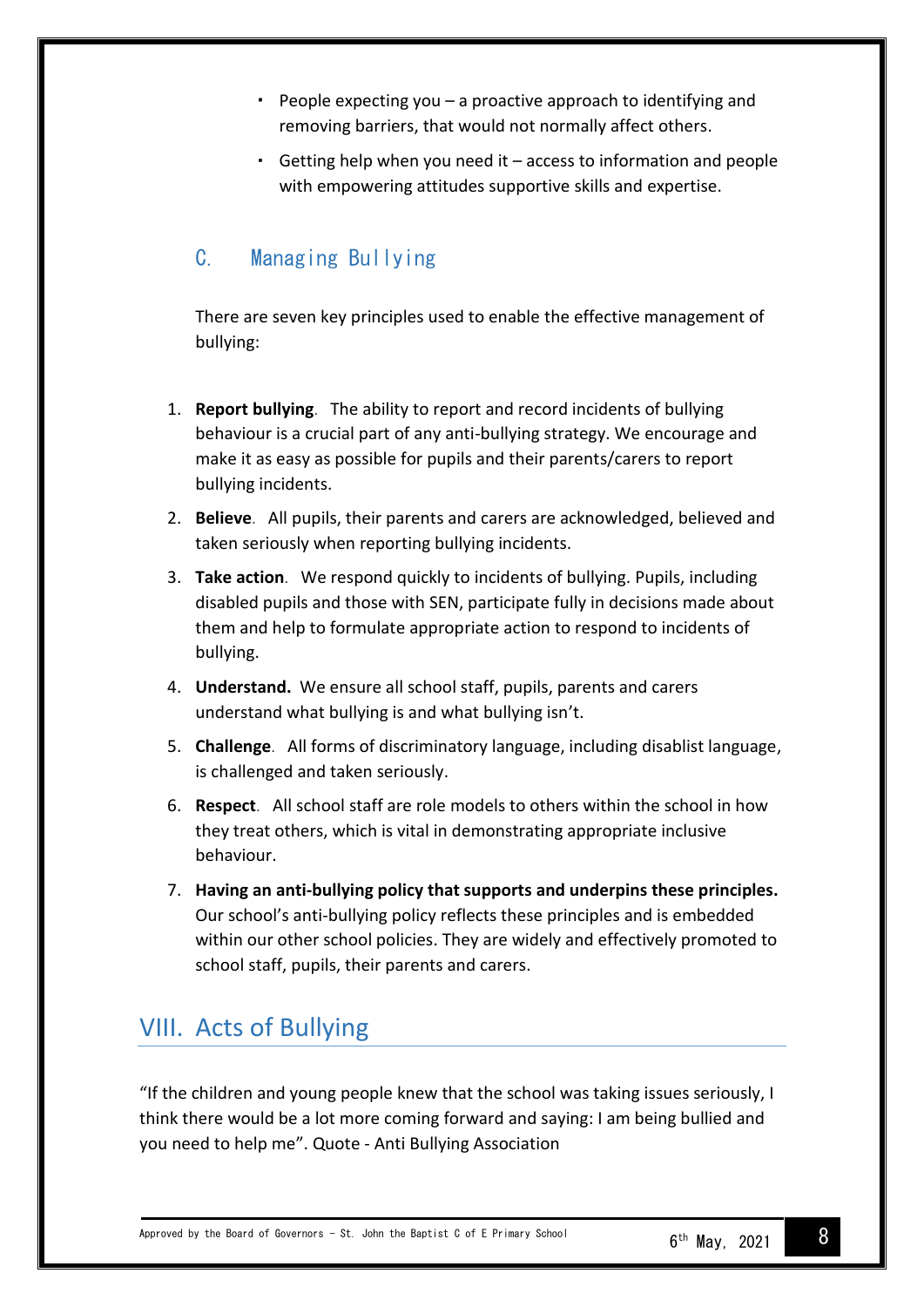- People expecting you – a proactive approach to identifying and removing barriers, that would not normally affect others.
- Getting help when you need it – access to information and people with empowering attitudes supportive skills and expertise.

### C. Managing Bullying

There are seven key principles used to enable the effective management of bullying:

1. **Report bullying**. The ability to report and record incidents of bullying behaviour is a crucial part of any anti-bullying strategy. We encourage and make it as easy as possible for pupils and their parents/carers to report bullying incidents.
2. **Believe**. All pupils, their parents and carers are acknowledged, believed and taken seriously when reporting bullying incidents.
3. **Take action**. We respond quickly to incidents of bullying. Pupils, including disabled pupils and those with SEN, participate fully in decisions made about them and help to formulate appropriate action to respond to incidents of bullying.
4. **Understand.** We ensure all school staff, pupils, parents and carers understand what bullying is and what bullying isn't.
5. **Challenge**. All forms of discriminatory language, including disablist language, is challenged and taken seriously.
6. **Respect**. All school staff are role models to others within the school in how they treat others, which is vital in demonstrating appropriate inclusive behaviour.
7. **Having an anti-bullying policy that supports and underpins these principles.** Our school's anti-bullying policy reflects these principles and is embedded within our other school policies. They are widely and effectively promoted to school staff, pupils, their parents and carers.

## VIII. Acts of Bullying

"If the children and young people knew that the school was taking issues seriously, I think there would be a lot more coming forward and saying: I am being bullied and you need to help me". Quote - Anti Bullying Association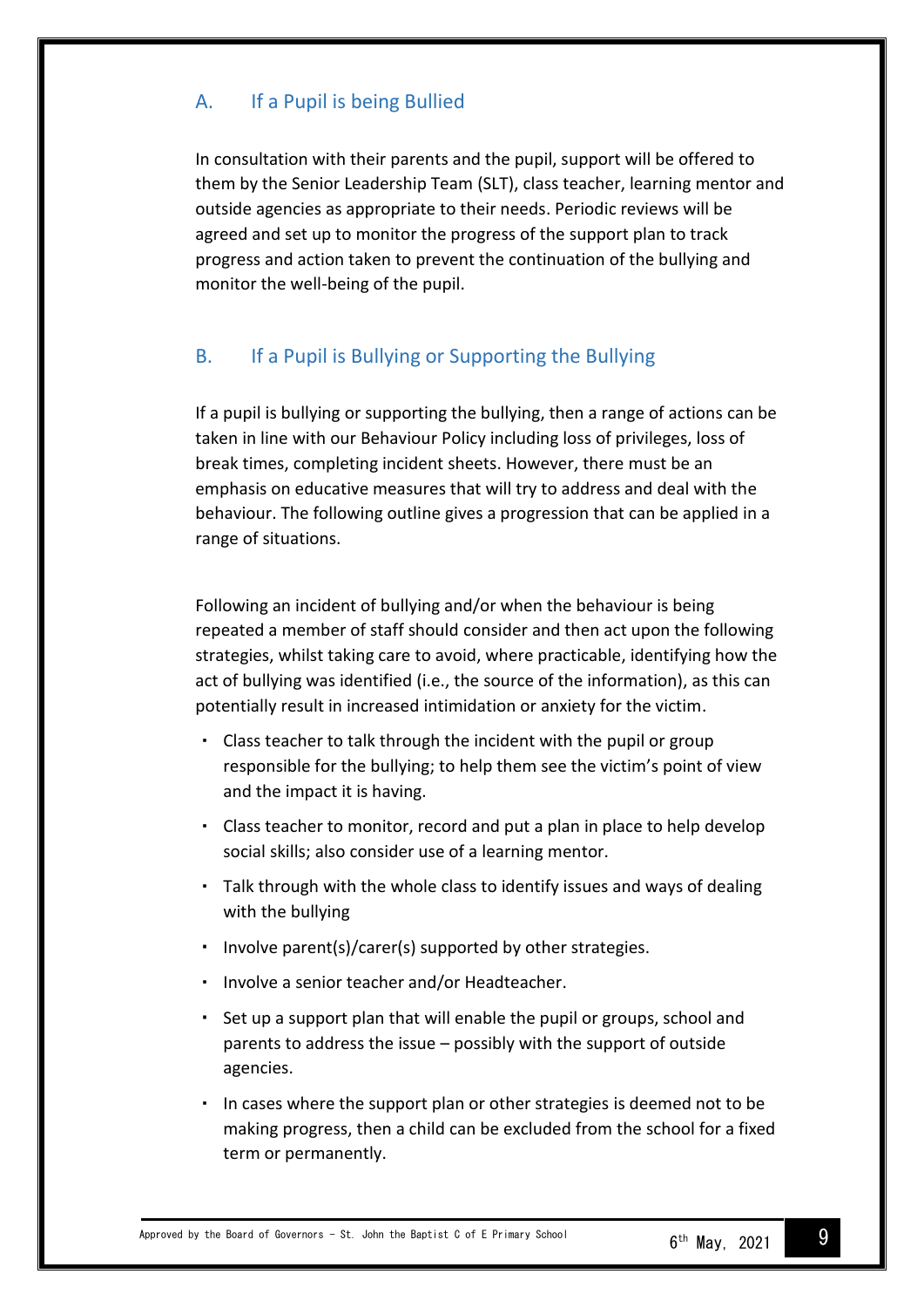## A. If a Pupil is being Bullied

In consultation with their parents and the pupil, support will be offered to them by the Senior Leadership Team (SLT), class teacher, learning mentor and outside agencies as appropriate to their needs. Periodic reviews will be agreed and set up to monitor the progress of the support plan to track progress and action taken to prevent the continuation of the bullying and monitor the well-being of the pupil.

## B. If a Pupil is Bullying or Supporting the Bullying

If a pupil is bullying or supporting the bullying, then a range of actions can be taken in line with our Behaviour Policy including loss of privileges, loss of break times, completing incident sheets. However, there must be an emphasis on educative measures that will try to address and deal with the behaviour. The following outline gives a progression that can be applied in a range of situations.

Following an incident of bullying and/or when the behaviour is being repeated a member of staff should consider and then act upon the following strategies, whilst taking care to avoid, where practicable, identifying how the act of bullying was identified (i.e., the source of the information), as this can potentially result in increased intimidation or anxiety for the victim.

- Class teacher to talk through the incident with the pupil or group responsible for the bullying; to help them see the victim's point of view and the impact it is having.
- Class teacher to monitor, record and put a plan in place to help develop social skills; also consider use of a learning mentor.
- Talk through with the whole class to identify issues and ways of dealing with the bullying
- Involve parent(s)/carer(s) supported by other strategies.
- Involve a senior teacher and/or Headteacher.
- Set up a support plan that will enable the pupil or groups, school and parents to address the issue – possibly with the support of outside agencies.
- In cases where the support plan or other strategies is deemed not to be making progress, then a child can be excluded from the school for a fixed term or permanently.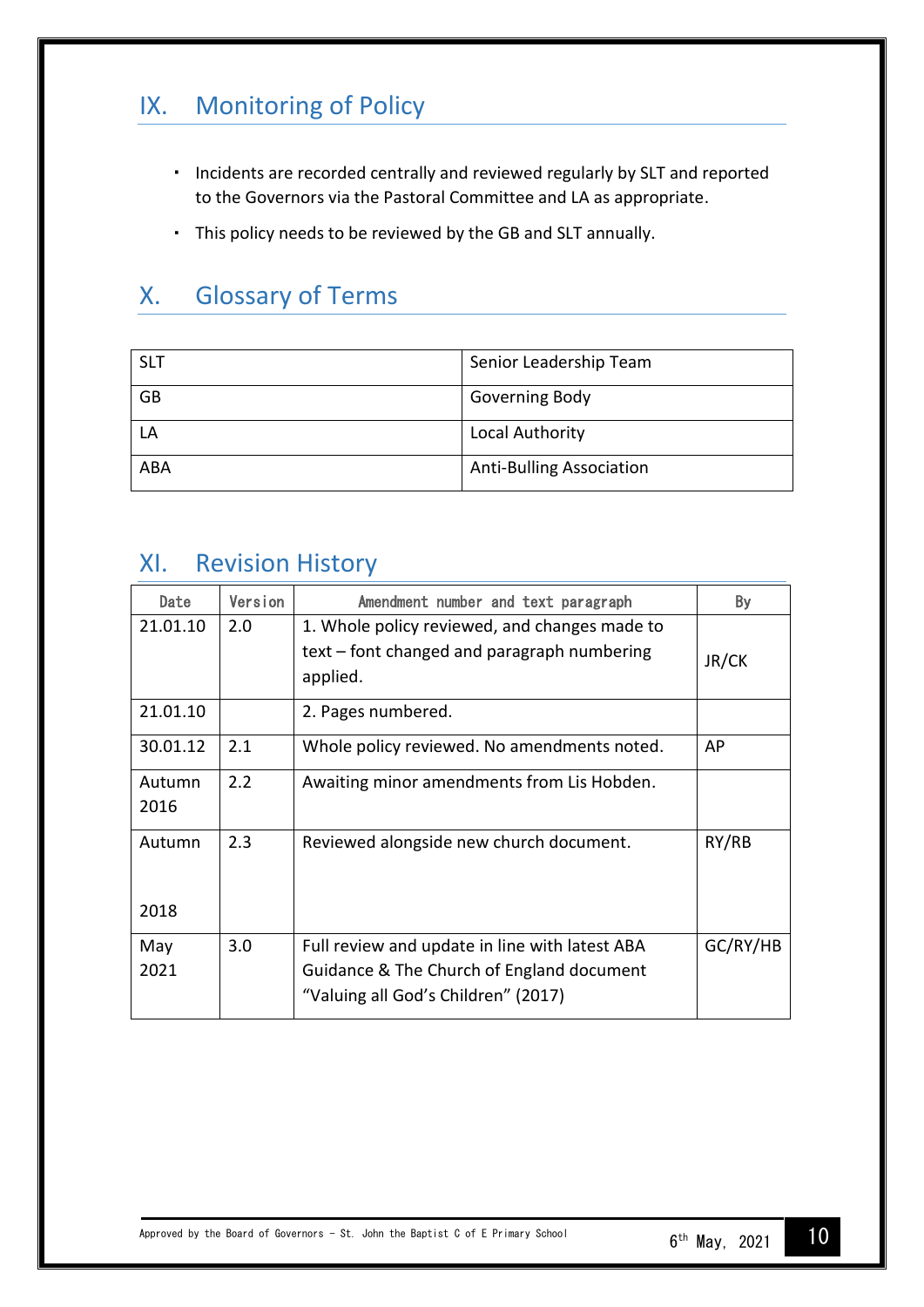## IX. Monitoring of Policy

- Incidents are recorded centrally and reviewed regularly by SLT and reported to the Governors via the Pastoral Committee and LA as appropriate.
- This policy needs to be reviewed by the GB and SLT annually.

## X. Glossary of Terms

| | |
|---|---|
| SLT | Senior Leadership Team |
| GB | Governing Body |
| LA | Local Authority |
| ABA | Anti-Bulling Association |

## XI. Revision History

| Date | Version | Amendment number and text paragraph | By |
|---|---|---|---|
| 21.01.10 | 2.0 | 1. Whole policy reviewed, and changes made to text – font changed and paragraph numbering applied. | JR/CK |
| 21.01.10 | | 2. Pages numbered. | |
| 30.01.12 | 2.1 | Whole policy reviewed. No amendments noted. | AP |
| Autumn 2016 | 2.2 | Awaiting minor amendments from Lis Hobden. | |
| Autumn 2018 | 2.3 | Reviewed alongside new church document. | RY/RB |
| May 2021 | 3.0 | Full review and update in line with latest ABA Guidance & The Church of England document "Valuing all God's Children" (2017) | GC/RY/HB |

Approved by the Board of Governors – St. John the Baptist C of E Primary School 6th May, 2021